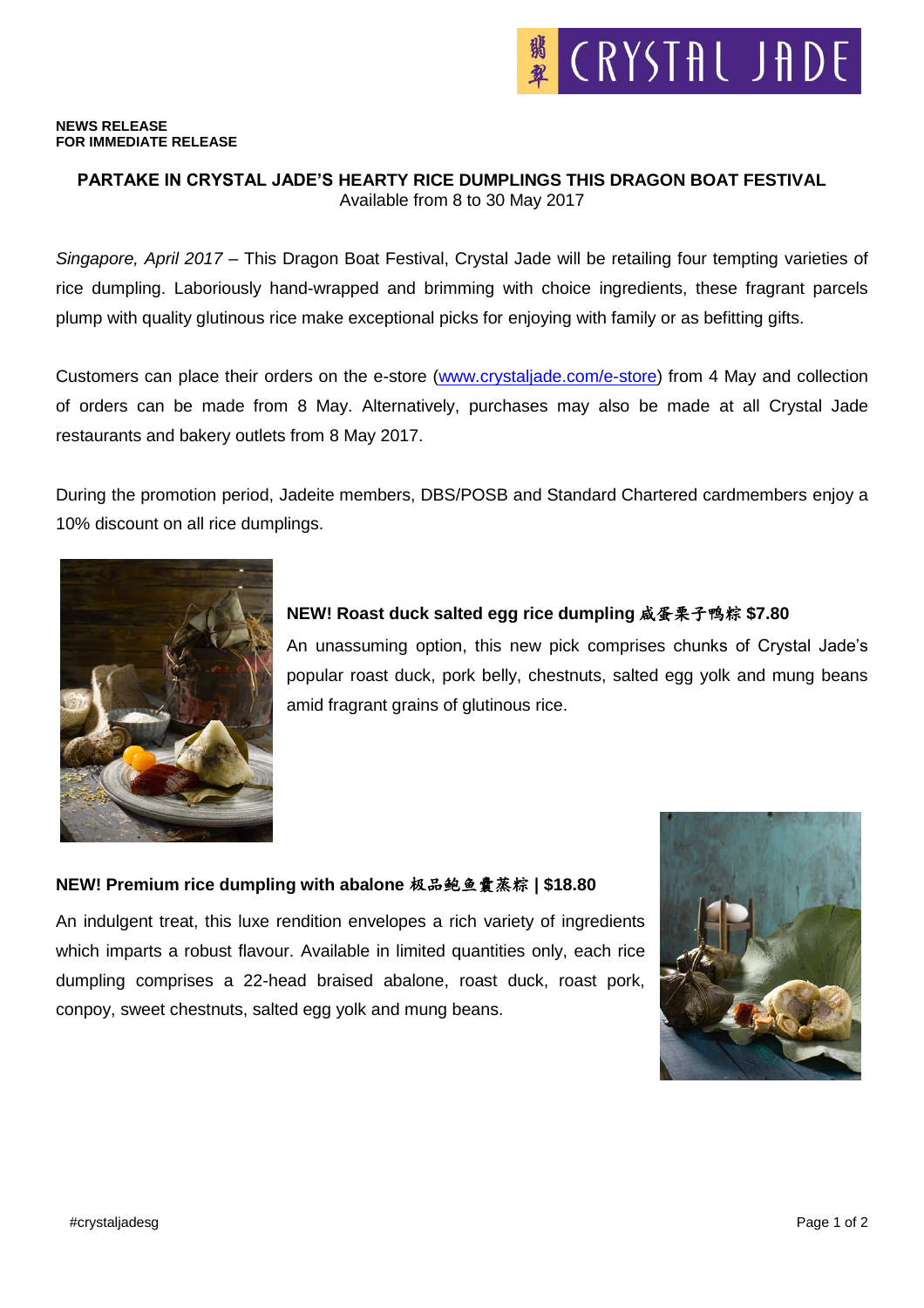**NEWS RELEASE**
**FOR IMMEDIATE RELEASE**

## PARTAKE IN CRYSTAL JADE'S HEARTY RICE DUMPLINGS THIS DRAGON BOAT FESTIVAL

Available from 8 to 30 May 2017

*Singapore, April 2017* – This Dragon Boat Festival, Crystal Jade will be retailing four tempting varieties of rice dumpling. Laboriously hand-wrapped and brimming with choice ingredients, these fragrant parcels plump with quality glutinous rice make exceptional picks for enjoying with family or as befitting gifts.

Customers can place their orders on the e-store (www.crystaljade.com/e-store) from 4 May and collection of orders can be made from 8 May. Alternatively, purchases may also be made at all Crystal Jade restaurants and bakery outlets from 8 May 2017.

During the promotion period, Jadeite members, DBS/POSB and Standard Chartered cardmembers enjoy a 10% discount on all rice dumplings.

**NEW! Roast duck salted egg rice dumpling 咸蛋栗子鸭粽 $7.80**

An unassuming option, this new pick comprises chunks of Crystal Jade's popular roast duck, pork belly, chestnuts, salted egg yolk and mung beans amid fragrant grains of glutinous rice.

**NEW! Premium rice dumpling with abalone 极品鲍鱼囊蒸粽 | $18.80**

An indulgent treat, this luxe rendition envelopes a rich variety of ingredients which imparts a robust flavour. Available in limited quantities only, each rice dumpling comprises a 22-head braised abalone, roast duck, roast pork, conpoy, sweet chestnuts, salted egg yolk and mung beans.

#crystaljadesg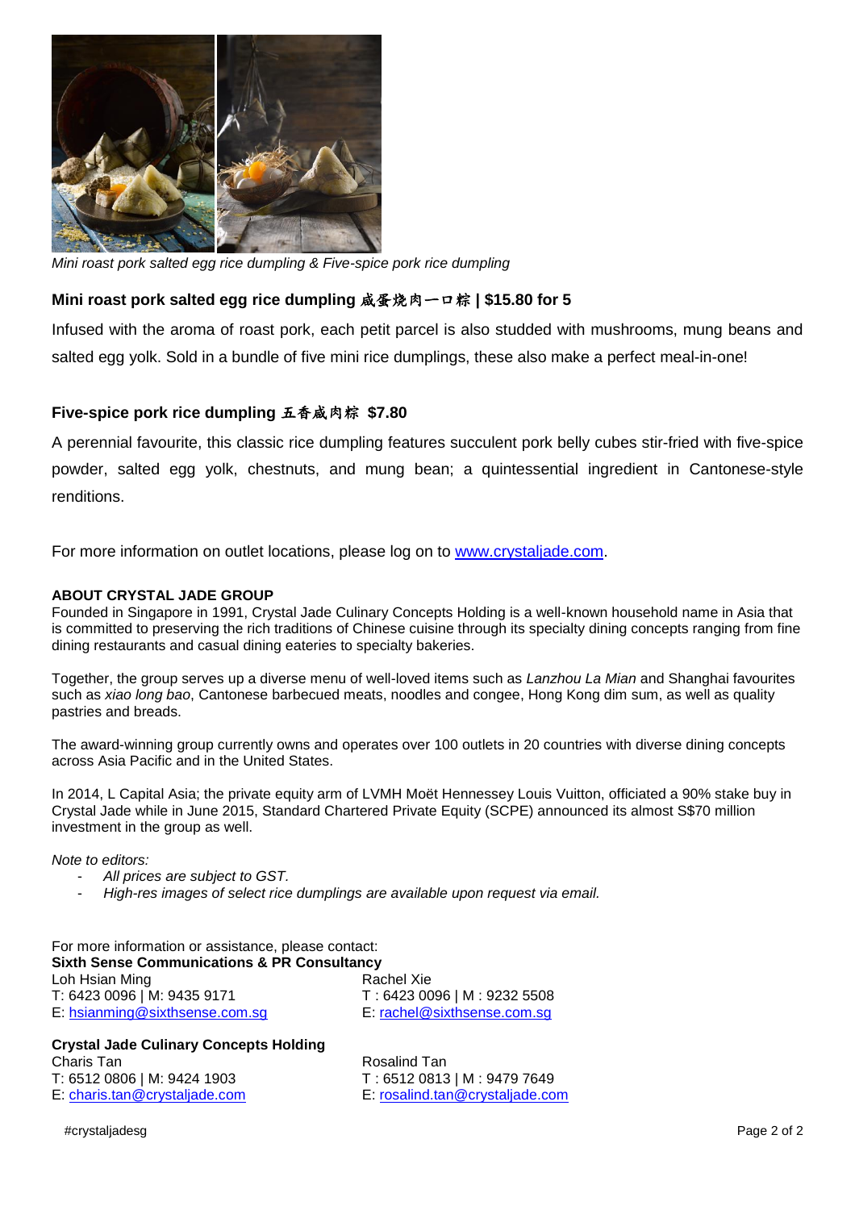*Mini roast pork salted egg rice dumpling & Five-spice pork rice dumpling*

**Mini roast pork salted egg rice dumpling 咸蛋烧肉一口粽 | $15.80 for 5**

Infused with the aroma of roast pork, each petit parcel is also studded with mushrooms, mung beans and salted egg yolk. Sold in a bundle of five mini rice dumplings, these also make a perfect meal-in-one!

**Five-spice pork rice dumpling 五香咸肉粽 $7.80**

A perennial favourite, this classic rice dumpling features succulent pork belly cubes stir-fried with five-spice powder, salted egg yolk, chestnuts, and mung bean; a quintessential ingredient in Cantonese-style renditions.

For more information on outlet locations, please log on to www.crystaljade.com.

**ABOUT CRYSTAL JADE GROUP**

Founded in Singapore in 1991, Crystal Jade Culinary Concepts Holding is a well-known household name in Asia that is committed to preserving the rich traditions of Chinese cuisine through its specialty dining concepts ranging from fine dining restaurants and casual dining eateries to specialty bakeries.

Together, the group serves up a diverse menu of well-loved items such as *Lanzhou La Mian* and Shanghai favourites such as *xiao long bao*, Cantonese barbecued meats, noodles and congee, Hong Kong dim sum, as well as quality pastries and breads.

The award-winning group currently owns and operates over 100 outlets in 20 countries with diverse dining concepts across Asia Pacific and in the United States.

In 2014, L Capital Asia; the private equity arm of LVMH Moët Hennessey Louis Vuitton, officiated a 90% stake buy in Crystal Jade while in June 2015, Standard Chartered Private Equity (SCPE) announced its almost S$70 million investment in the group as well.

*Note to editors:*

- *All prices are subject to GST.*
- *High-res images of select rice dumplings are available upon request via email.*

For more information or assistance, please contact:

**Sixth Sense Communications & PR Consultancy**

Loh Hsian Ming
T: 6423 0096 | M: 9435 9171
E: hsianming@sixthsense.com.sg

Rachel Xie
T : 6423 0096 | M : 9232 5508
E: rachel@sixthsense.com.sg

**Crystal Jade Culinary Concepts Holding**

Charis Tan
T: 6512 0806 | M: 9424 1903
E: charis.tan@crystaljade.com

Rosalind Tan
T : 6512 0813 | M : 9479 7649
E: rosalind.tan@crystaljade.com

#crystaljadesg